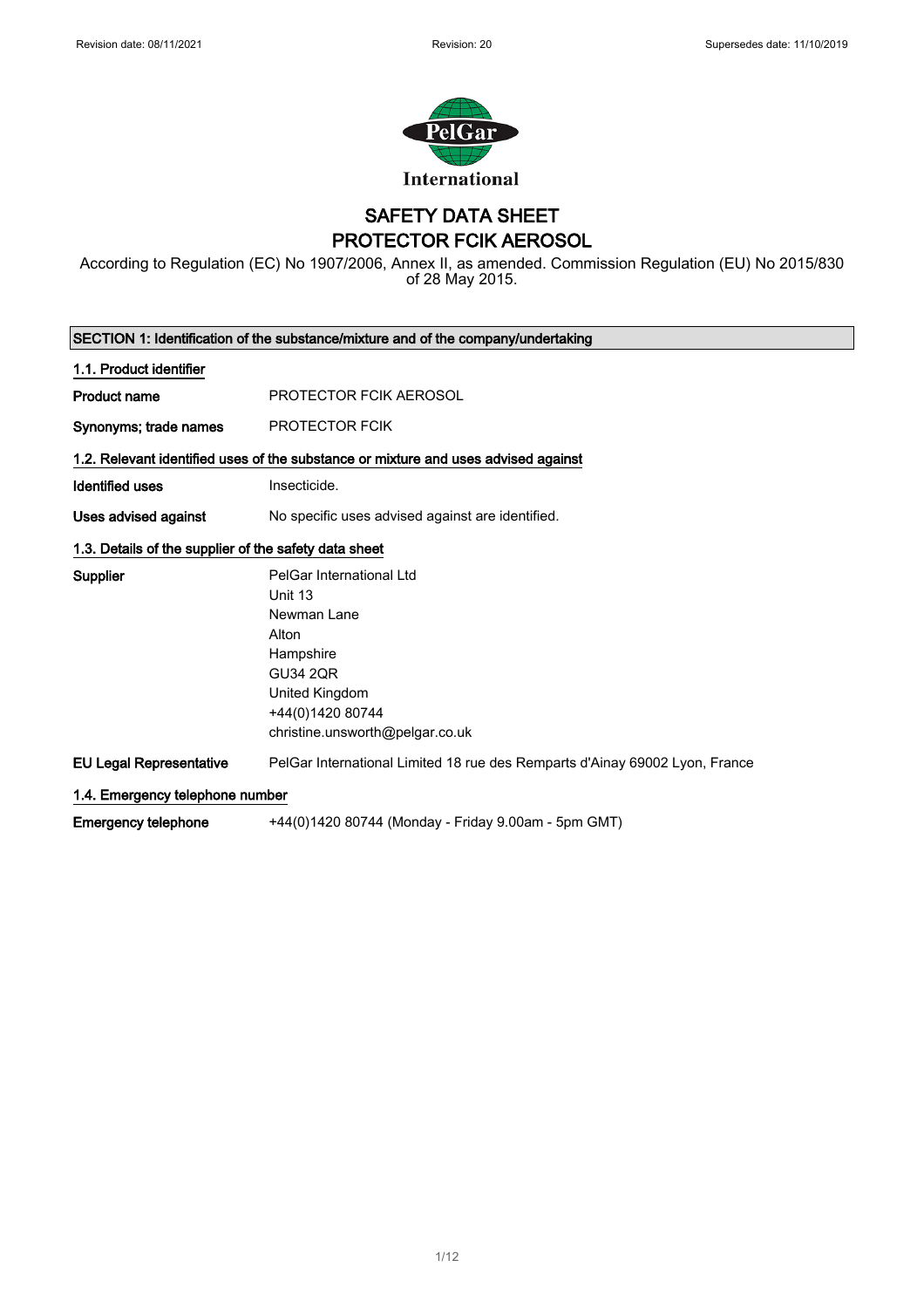Revision date: 08/11/2021 Revision: 20 Supersedes date: 11/10/2019

PelGar International

# SAFETY DATA SHEET
# PROTECTOR FCIK AEROSOL

According to Regulation (EC) No 1907/2006, Annex II, as amended. Commission Regulation (EU) No 2015/830 of 28 May 2015.

## SECTION 1: Identification of the substance/mixture and of the company/undertaking

### 1.1. Product identifier

**Product name** PROTECTOR FCIK AEROSOL

**Synonyms; trade names** PROTECTOR FCIK

### 1.2. Relevant identified uses of the substance or mixture and uses advised against

**Identified uses** Insecticide.

**Uses advised against** No specific uses advised against are identified.

### 1.3. Details of the supplier of the safety data sheet

**Supplier**
PelGar International Ltd
Unit 13
Newman Lane
Alton
Hampshire
GU34 2QR
United Kingdom
+44(0)1420 80744
christine.unsworth@pelgar.co.uk

**EU Legal Representative** PelGar International Limited 18 rue des Remparts d'Ainay 69002 Lyon, France

### 1.4. Emergency telephone number

**Emergency telephone** +44(0)1420 80744 (Monday - Friday 9.00am - 5pm GMT)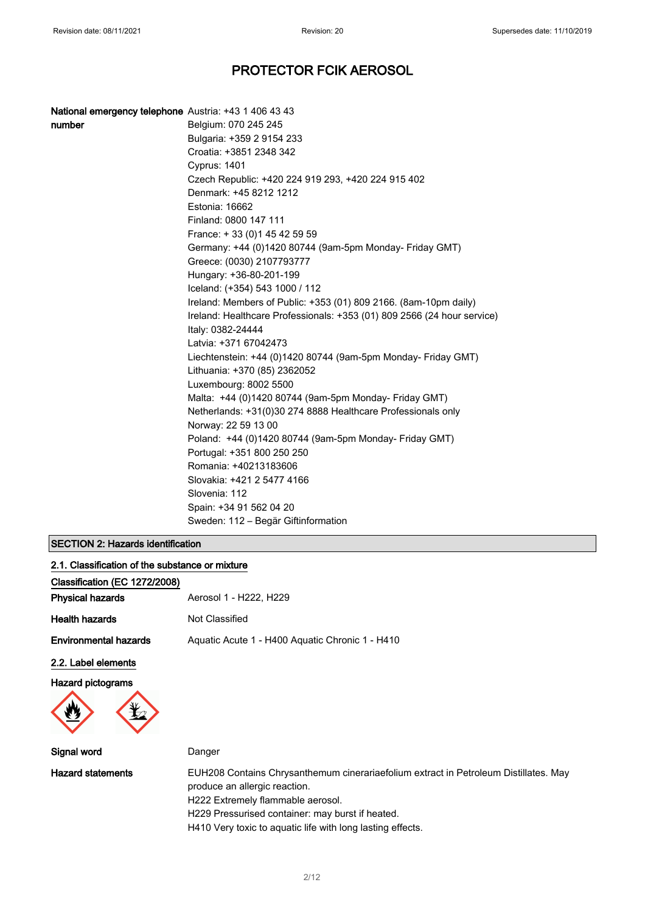# PROTECTOR FCIK AEROSOL

**National emergency telephone number**

Austria: +43 1 406 43 43
Belgium: 070 245 245
Bulgaria: +359 2 9154 233
Croatia: +3851 2348 342
Cyprus: 1401
Czech Republic: +420 224 919 293, +420 224 915 402
Denmark: +45 8212 1212
Estonia: 16662
Finland: 0800 147 111
France: + 33 (0)1 45 42 59 59
Germany: +44 (0)1420 80744 (9am-5pm Monday- Friday GMT)
Greece: (0030) 2107793777
Hungary: +36-80-201-199
Iceland: (+354) 543 1000 / 112
Ireland: Members of Public: +353 (01) 809 2166. (8am-10pm daily)
Ireland: Healthcare Professionals: +353 (01) 809 2566 (24 hour service)
Italy: 0382-24444
Latvia: +371 67042473
Liechtenstein: +44 (0)1420 80744 (9am-5pm Monday- Friday GMT)
Lithuania: +370 (85) 2362052
Luxembourg: 8002 5500
Malta: +44 (0)1420 80744 (9am-5pm Monday- Friday GMT)
Netherlands: +31(0)30 274 8888 Healthcare Professionals only
Norway: 22 59 13 00
Poland: +44 (0)1420 80744 (9am-5pm Monday- Friday GMT)
Portugal: +351 800 250 250
Romania: +40213183606
Slovakia: +421 2 5477 4166
Slovenia: 112
Spain: +34 91 562 04 20
Sweden: 112 – Begär Giftinformation

## SECTION 2: Hazards identification

### 2.1. Classification of the substance or mixture

**Classification (EC 1272/2008)**

**Physical hazards** Aerosol 1 - H222, H229

**Health hazards** Not Classified

**Environmental hazards** Aquatic Acute 1 - H400 Aquatic Chronic 1 - H410

### 2.2. Label elements

**Hazard pictograms**

**Signal word** Danger

**Hazard statements**

EUH208 Contains Chrysanthemum cinerariaefolium extract in Petroleum Distillates. May produce an allergic reaction.
H222 Extremely flammable aerosol.
H229 Pressurised container: may burst if heated.
H410 Very toxic to aquatic life with long lasting effects.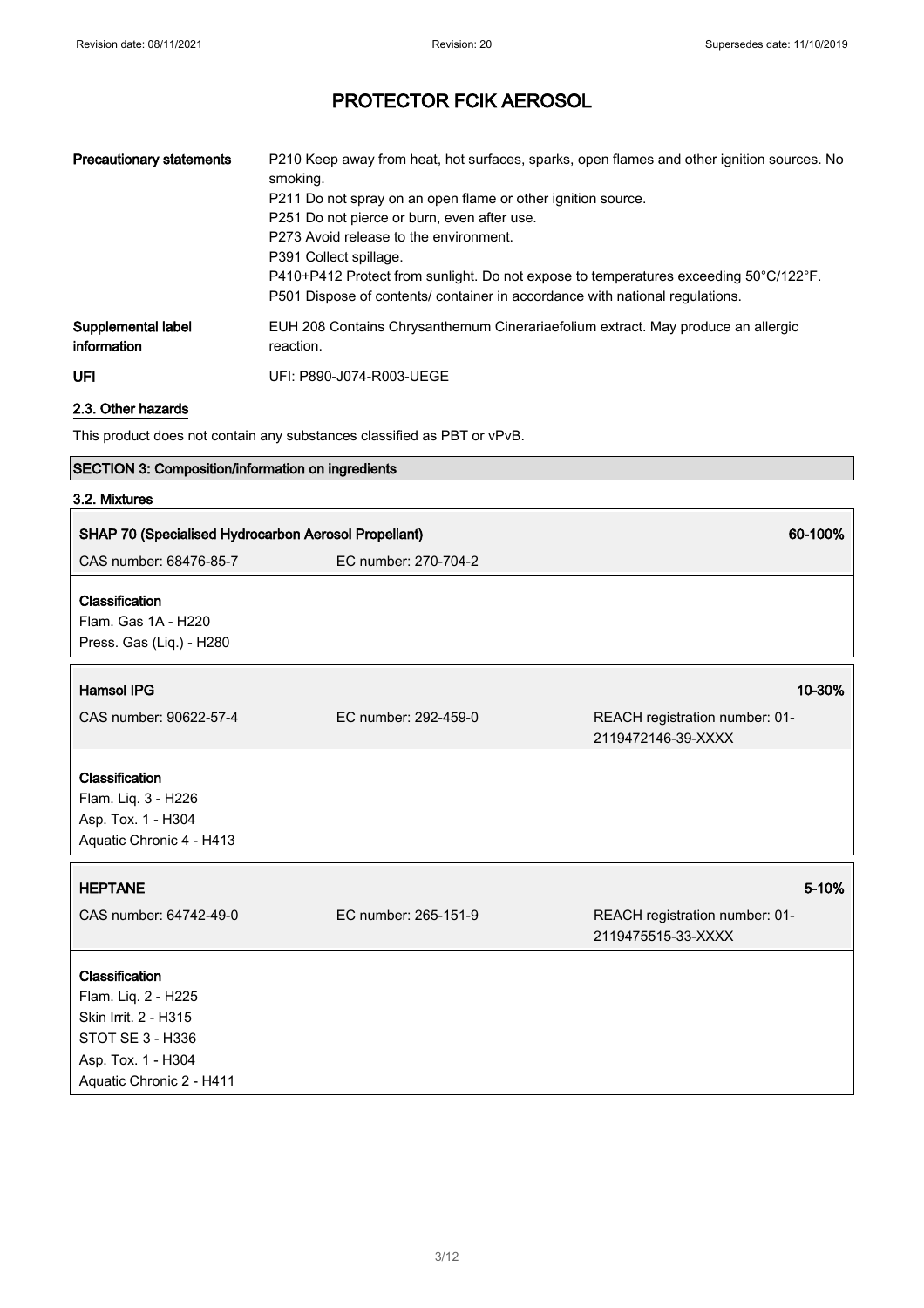# PROTECTOR FCIK AEROSOL

| | |
|---|---|
| **Precautionary statements** | P210 Keep away from heat, hot surfaces, sparks, open flames and other ignition sources. No smoking.<br>P211 Do not spray on an open flame or other ignition source.<br>P251 Do not pierce or burn, even after use.<br>P273 Avoid release to the environment.<br>P391 Collect spillage.<br>P410+P412 Protect from sunlight. Do not expose to temperatures exceeding 50°C/122°F.<br>P501 Dispose of contents/ container in accordance with national regulations. |
| **Supplemental label information** | EUH 208 Contains Chrysanthemum Cinerariaefolium extract. May produce an allergic reaction. |
| **UFI** | UFI: P890-J074-R003-UEGE |

## 2.3. Other hazards

This product does not contain any substances classified as PBT or vPvB.

## SECTION 3: Composition/information on ingredients

### 3.2. Mixtures

| **SHAP 70 (Specialised Hydrocarbon Aerosol Propellant)** | | **60-100%** |
|---|---|---|
| CAS number: 68476-85-7 | EC number: 270-704-2 | |

**Classification**
Flam. Gas 1A - H220
Press. Gas (Liq.) - H280

| **Hamsol IPG** | | **10-30%** |
|---|---|---|
| CAS number: 90622-57-4 | EC number: 292-459-0 | REACH registration number: 01-2119472146-39-XXXX |

**Classification**
Flam. Liq. 3 - H226
Asp. Tox. 1 - H304
Aquatic Chronic 4 - H413

| **HEPTANE** | | **5-10%** |
|---|---|---|
| CAS number: 64742-49-0 | EC number: 265-151-9 | REACH registration number: 01-2119475515-33-XXXX |

**Classification**
Flam. Liq. 2 - H225
Skin Irrit. 2 - H315
STOT SE 3 - H336
Asp. Tox. 1 - H304
Aquatic Chronic 2 - H411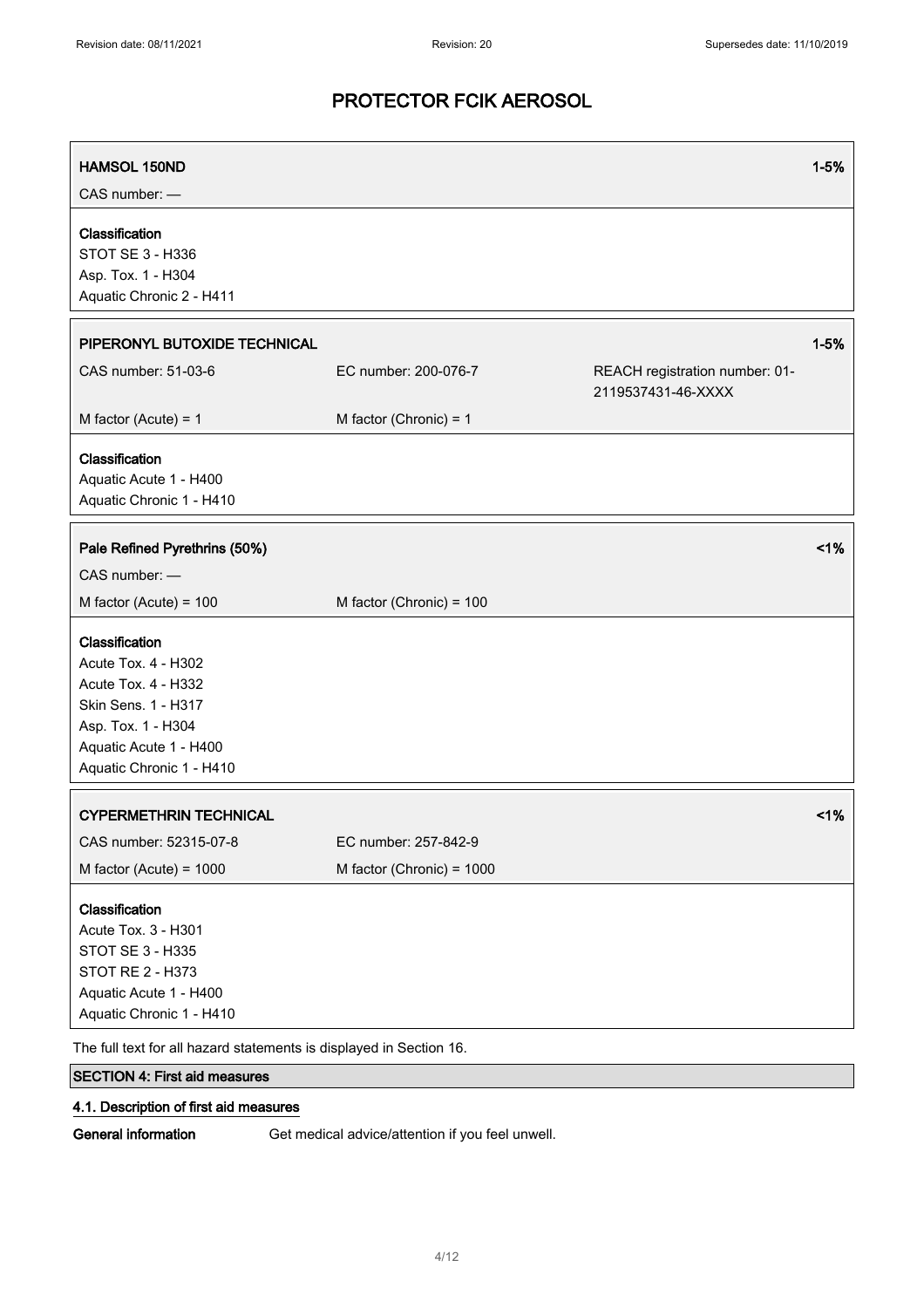# PROTECTOR FCIK AEROSOL

| **HAMSOL 150ND** | | **1-5%** |
|---|---|---|
| CAS number: — | | |

**Classification**
STOT SE 3 - H336
Asp. Tox. 1 - H304
Aquatic Chronic 2 - H411

| **PIPERONYL BUTOXIDE TECHNICAL** | | **1-5%** |
|---|---|---|
| CAS number: 51-03-6 | EC number: 200-076-7 | REACH registration number: 01-2119537431-46-XXXX |
| M factor (Acute) = 1 | M factor (Chronic) = 1 | |

**Classification**
Aquatic Acute 1 - H400
Aquatic Chronic 1 - H410

| **Pale Refined Pyrethrins (50%)** | | **<1%** |
|---|---|---|
| CAS number: — | | |
| M factor (Acute) = 100 | M factor (Chronic) = 100 | |

**Classification**
Acute Tox. 4 - H302
Acute Tox. 4 - H332
Skin Sens. 1 - H317
Asp. Tox. 1 - H304
Aquatic Acute 1 - H400
Aquatic Chronic 1 - H410

| **CYPERMETHRIN TECHNICAL** | | **<1%** |
|---|---|---|
| CAS number: 52315-07-8 | EC number: 257-842-9 | |
| M factor (Acute) = 1000 | M factor (Chronic) = 1000 | |

**Classification**
Acute Tox. 3 - H301
STOT SE 3 - H335
STOT RE 2 - H373
Aquatic Acute 1 - H400
Aquatic Chronic 1 - H410

The full text for all hazard statements is displayed in Section 16.

## SECTION 4: First aid measures

### 4.1. Description of first aid measures

**General information** Get medical advice/attention if you feel unwell.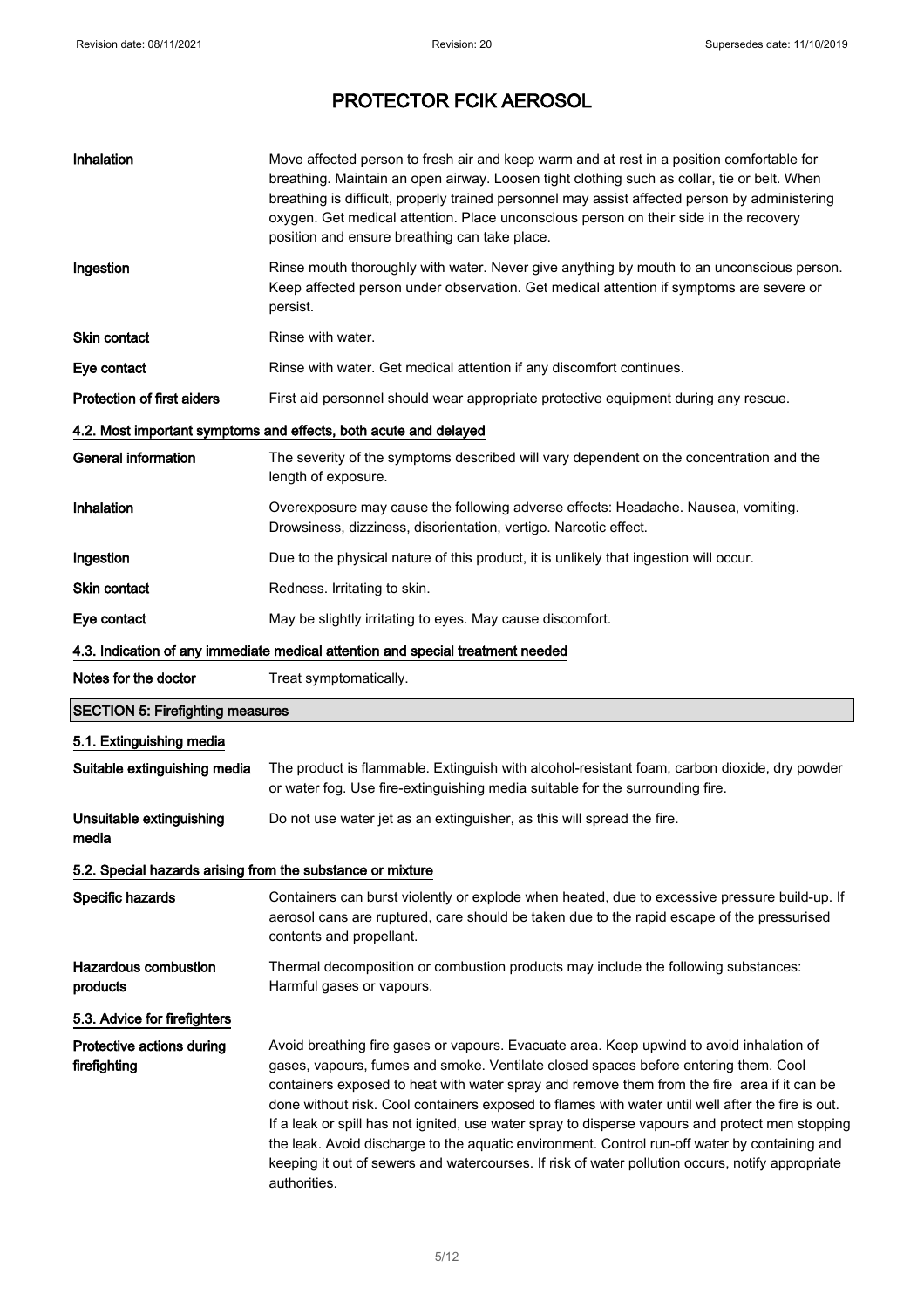| | |
|---|---|
| **Inhalation** | Move affected person to fresh air and keep warm and at rest in a position comfortable for breathing. Maintain an open airway. Loosen tight clothing such as collar, tie or belt. When breathing is difficult, properly trained personnel may assist affected person by administering oxygen. Get medical attention. Place unconscious person on their side in the recovery position and ensure breathing can take place. |
| **Ingestion** | Rinse mouth thoroughly with water. Never give anything by mouth to an unconscious person. Keep affected person under observation. Get medical attention if symptoms are severe or persist. |
| **Skin contact** | Rinse with water. |
| **Eye contact** | Rinse with water. Get medical attention if any discomfort continues. |
| **Protection of first aiders** | First aid personnel should wear appropriate protective equipment during any rescue. |

### 4.2. Most important symptoms and effects, both acute and delayed

| | |
|---|---|
| **General information** | The severity of the symptoms described will vary dependent on the concentration and the length of exposure. |
| **Inhalation** | Overexposure may cause the following adverse effects: Headache. Nausea, vomiting. Drowsiness, dizziness, disorientation, vertigo. Narcotic effect. |
| **Ingestion** | Due to the physical nature of this product, it is unlikely that ingestion will occur. |
| **Skin contact** | Redness. Irritating to skin. |
| **Eye contact** | May be slightly irritating to eyes. May cause discomfort. |

### 4.3. Indication of any immediate medical attention and special treatment needed

| | |
|---|---|
| **Notes for the doctor** | Treat symptomatically. |

## SECTION 5: Firefighting measures

### 5.1. Extinguishing media

| | |
|---|---|
| **Suitable extinguishing media** | The product is flammable. Extinguish with alcohol-resistant foam, carbon dioxide, dry powder or water fog. Use fire-extinguishing media suitable for the surrounding fire. |
| **Unsuitable extinguishing media** | Do not use water jet as an extinguisher, as this will spread the fire. |

### 5.2. Special hazards arising from the substance or mixture

| | |
|---|---|
| **Specific hazards** | Containers can burst violently or explode when heated, due to excessive pressure build-up. If aerosol cans are ruptured, care should be taken due to the rapid escape of the pressurised contents and propellant. |
| **Hazardous combustion products** | Thermal decomposition or combustion products may include the following substances: Harmful gases or vapours. |

### 5.3. Advice for firefighters

| | |
|---|---|
| **Protective actions during firefighting** | Avoid breathing fire gases or vapours. Evacuate area. Keep upwind to avoid inhalation of gases, vapours, fumes and smoke. Ventilate closed spaces before entering them. Cool containers exposed to heat with water spray and remove them from the fire area if it can be done without risk. Cool containers exposed to flames with water until well after the fire is out. If a leak or spill has not ignited, use water spray to disperse vapours and protect men stopping the leak. Avoid discharge to the aquatic environment. Control run-off water by containing and keeping it out of sewers and watercourses. If risk of water pollution occurs, notify appropriate authorities. |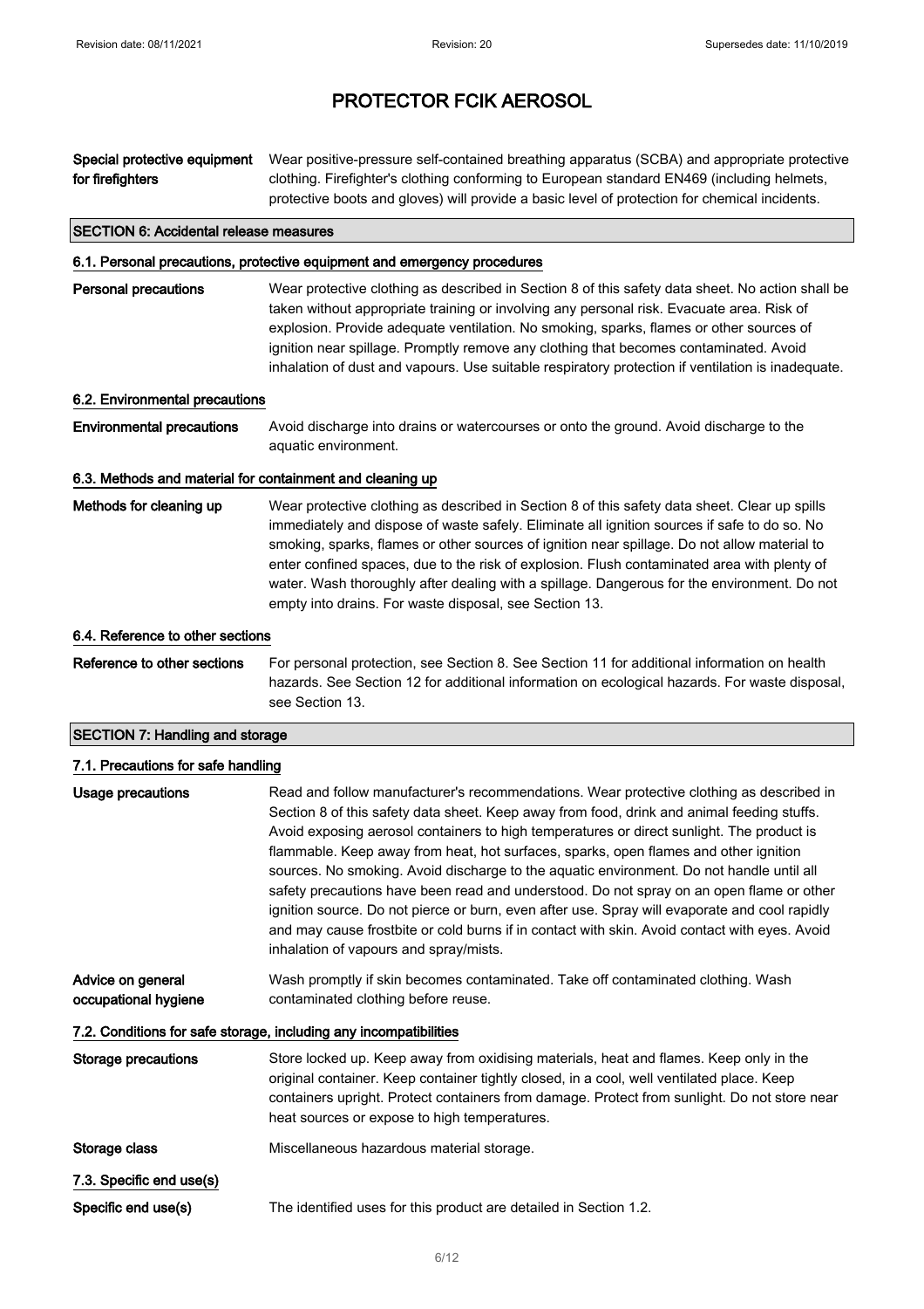# PROTECTOR FCIK AEROSOL

**Special protective equipment for firefighters** Wear positive-pressure self-contained breathing apparatus (SCBA) and appropriate protective clothing. Firefighter's clothing conforming to European standard EN469 (including helmets, protective boots and gloves) will provide a basic level of protection for chemical incidents.

## SECTION 6: Accidental release measures

### 6.1. Personal precautions, protective equipment and emergency procedures

**Personal precautions** Wear protective clothing as described in Section 8 of this safety data sheet. No action shall be taken without appropriate training or involving any personal risk. Evacuate area. Risk of explosion. Provide adequate ventilation. No smoking, sparks, flames or other sources of ignition near spillage. Promptly remove any clothing that becomes contaminated. Avoid inhalation of dust and vapours. Use suitable respiratory protection if ventilation is inadequate.

### 6.2. Environmental precautions

**Environmental precautions** Avoid discharge into drains or watercourses or onto the ground. Avoid discharge to the aquatic environment.

### 6.3. Methods and material for containment and cleaning up

**Methods for cleaning up** Wear protective clothing as described in Section 8 of this safety data sheet. Clear up spills immediately and dispose of waste safely. Eliminate all ignition sources if safe to do so. No smoking, sparks, flames or other sources of ignition near spillage. Do not allow material to enter confined spaces, due to the risk of explosion. Flush contaminated area with plenty of water. Wash thoroughly after dealing with a spillage. Dangerous for the environment. Do not empty into drains. For waste disposal, see Section 13.

### 6.4. Reference to other sections

**Reference to other sections** For personal protection, see Section 8. See Section 11 for additional information on health hazards. See Section 12 for additional information on ecological hazards. For waste disposal, see Section 13.

## SECTION 7: Handling and storage

### 7.1. Precautions for safe handling

**Usage precautions** Read and follow manufacturer's recommendations. Wear protective clothing as described in Section 8 of this safety data sheet. Keep away from food, drink and animal feeding stuffs. Avoid exposing aerosol containers to high temperatures or direct sunlight. The product is flammable. Keep away from heat, hot surfaces, sparks, open flames and other ignition sources. No smoking. Avoid discharge to the aquatic environment. Do not handle until all safety precautions have been read and understood. Do not spray on an open flame or other ignition source. Do not pierce or burn, even after use. Spray will evaporate and cool rapidly and may cause frostbite or cold burns if in contact with skin. Avoid contact with eyes. Avoid inhalation of vapours and spray/mists.

**Advice on general occupational hygiene** Wash promptly if skin becomes contaminated. Take off contaminated clothing. Wash contaminated clothing before reuse.

### 7.2. Conditions for safe storage, including any incompatibilities

**Storage precautions** Store locked up. Keep away from oxidising materials, heat and flames. Keep only in the original container. Keep container tightly closed, in a cool, well ventilated place. Keep containers upright. Protect containers from damage. Protect from sunlight. Do not store near heat sources or expose to high temperatures.

**Storage class** Miscellaneous hazardous material storage.

### 7.3. Specific end use(s)

**Specific end use(s)** The identified uses for this product are detailed in Section 1.2.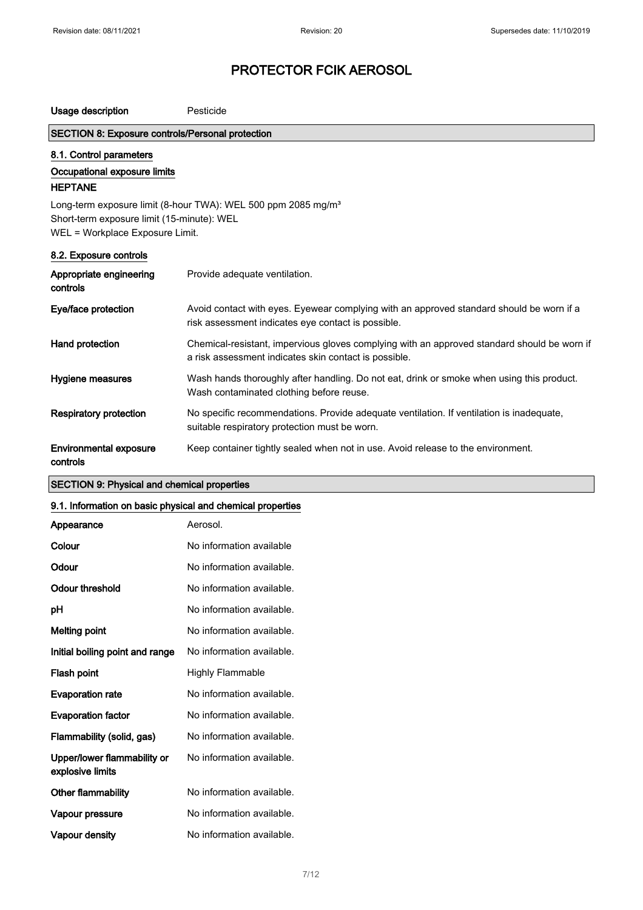# PROTECTOR FCIK AEROSOL

| | |
|---|---|
| **Usage description** | Pesticide |

## SECTION 8: Exposure controls/Personal protection

### 8.1. Control parameters

#### Occupational exposure limits

**HEPTANE**

Long-term exposure limit (8-hour TWA): WEL 500 ppm 2085 mg/m³
Short-term exposure limit (15-minute): WEL
WEL = Workplace Exposure Limit.

### 8.2. Exposure controls

| | |
|---|---|
| **Appropriate engineering controls** | Provide adequate ventilation. |
| **Eye/face protection** | Avoid contact with eyes. Eyewear complying with an approved standard should be worn if a risk assessment indicates eye contact is possible. |
| **Hand protection** | Chemical-resistant, impervious gloves complying with an approved standard should be worn if a risk assessment indicates skin contact is possible. |
| **Hygiene measures** | Wash hands thoroughly after handling. Do not eat, drink or smoke when using this product. Wash contaminated clothing before reuse. |
| **Respiratory protection** | No specific recommendations. Provide adequate ventilation. If ventilation is inadequate, suitable respiratory protection must be worn. |
| **Environmental exposure controls** | Keep container tightly sealed when not in use. Avoid release to the environment. |

## SECTION 9: Physical and chemical properties

### 9.1. Information on basic physical and chemical properties

| | |
|---|---|
| **Appearance** | Aerosol. |
| **Colour** | No information available |
| **Odour** | No information available. |
| **Odour threshold** | No information available. |
| **pH** | No information available. |
| **Melting point** | No information available. |
| **Initial boiling point and range** | No information available. |
| **Flash point** | Highly Flammable |
| **Evaporation rate** | No information available. |
| **Evaporation factor** | No information available. |
| **Flammability (solid, gas)** | No information available. |
| **Upper/lower flammability or explosive limits** | No information available. |
| **Other flammability** | No information available. |
| **Vapour pressure** | No information available. |
| **Vapour density** | No information available. |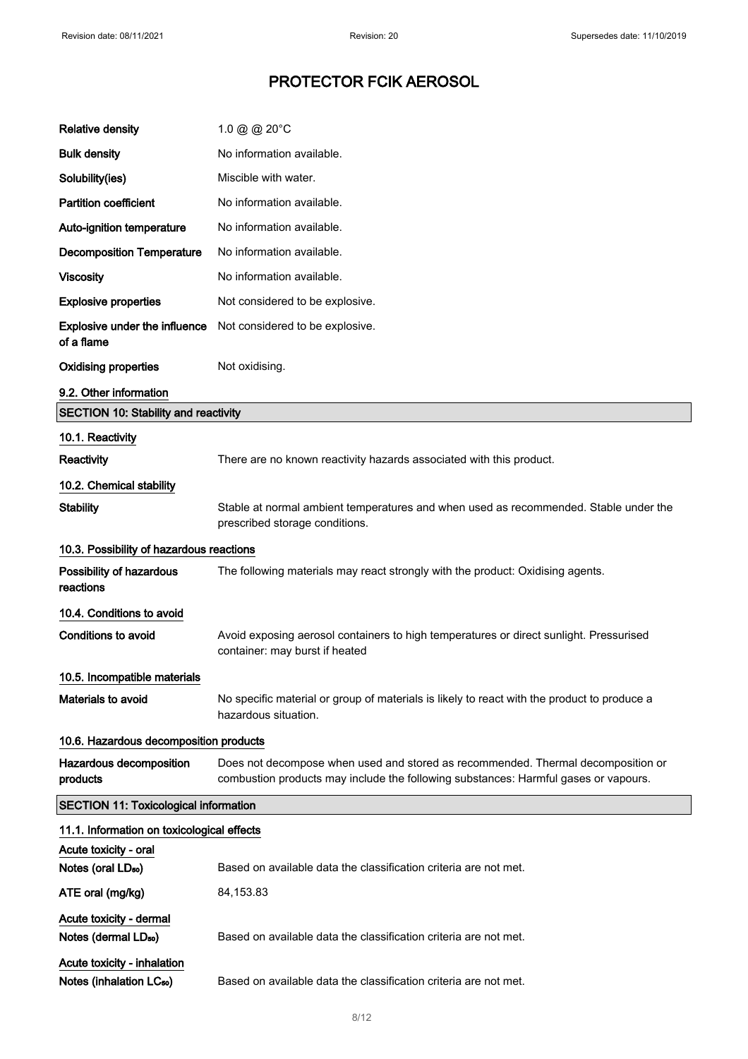# PROTECTOR FCIK AEROSOL

| | |
|---|---|
| **Relative density** | 1.0 @ @ 20°C |
| **Bulk density** | No information available. |
| **Solubility(ies)** | Miscible with water. |
| **Partition coefficient** | No information available. |
| **Auto-ignition temperature** | No information available. |
| **Decomposition Temperature** | No information available. |
| **Viscosity** | No information available. |
| **Explosive properties** | Not considered to be explosive. |
| **Explosive under the influence of a flame** | Not considered to be explosive. |
| **Oxidising properties** | Not oxidising. |

### 9.2. Other information

## SECTION 10: Stability and reactivity

### 10.1. Reactivity

**Reactivity** There are no known reactivity hazards associated with this product.

### 10.2. Chemical stability

**Stability** Stable at normal ambient temperatures and when used as recommended. Stable under the prescribed storage conditions.

### 10.3. Possibility of hazardous reactions

**Possibility of hazardous reactions** The following materials may react strongly with the product: Oxidising agents.

### 10.4. Conditions to avoid

**Conditions to avoid** Avoid exposing aerosol containers to high temperatures or direct sunlight. Pressurised container: may burst if heated

### 10.5. Incompatible materials

**Materials to avoid** No specific material or group of materials is likely to react with the product to produce a hazardous situation.

### 10.6. Hazardous decomposition products

**Hazardous decomposition products** Does not decompose when used and stored as recommended. Thermal decomposition or combustion products may include the following substances: Harmful gases or vapours.

## SECTION 11: Toxicological information

### 11.1. Information on toxicological effects

**Acute toxicity - oral**

**Notes (oral $LD_{50}$)** Based on available data the classification criteria are not met.

**ATE oral (mg/kg)** 84,153.83

**Acute toxicity - dermal**

**Notes (dermal $LD_{50}$)** Based on available data the classification criteria are not met.

**Acute toxicity - inhalation**

**Notes (inhalation $LC_{50}$)** Based on available data the classification criteria are not met.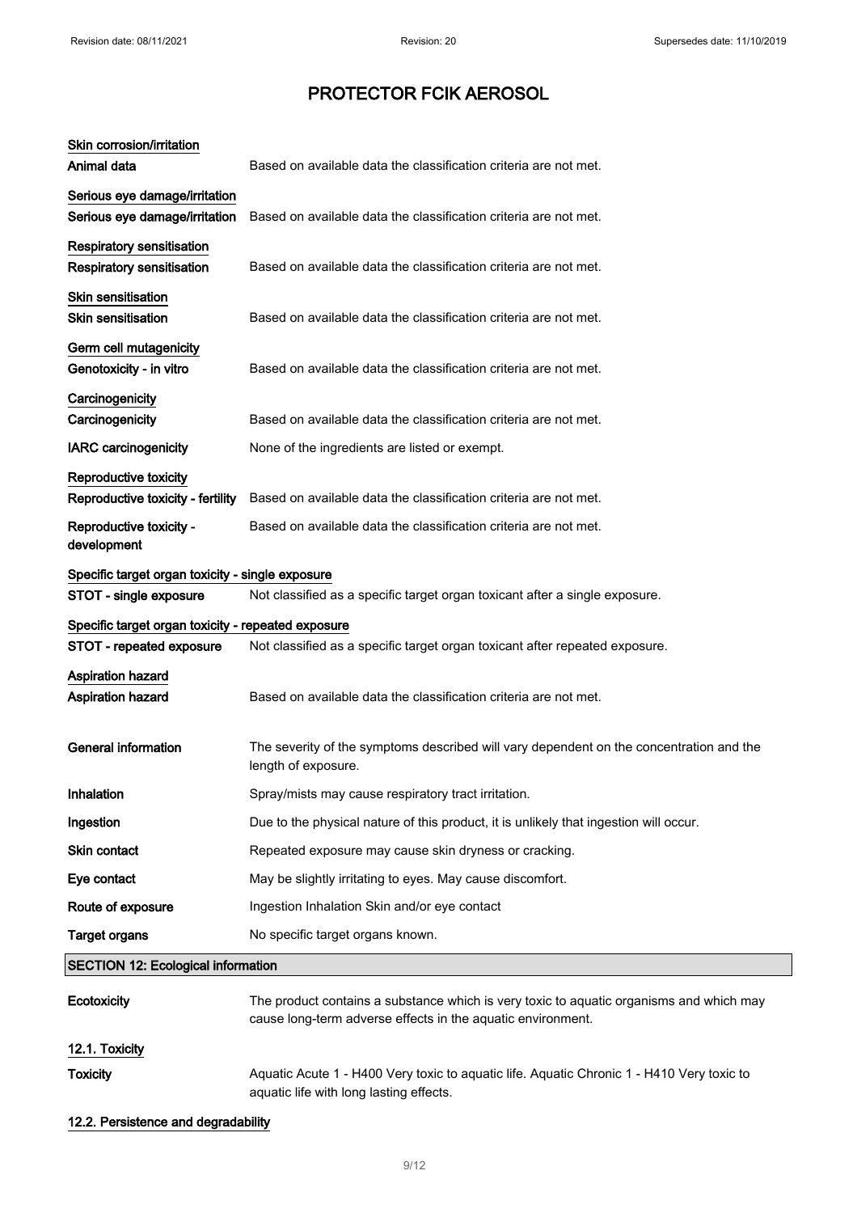# PROTECTOR FCIK AEROSOL

**Skin corrosion/irritation**

| | |
|---|---|
| **Animal data** | Based on available data the classification criteria are not met. |

**Serious eye damage/irritation**

| | |
|---|---|
| **Serious eye damage/irritation** | Based on available data the classification criteria are not met. |

**Respiratory sensitisation**

| | |
|---|---|
| **Respiratory sensitisation** | Based on available data the classification criteria are not met. |

**Skin sensitisation**

| | |
|---|---|
| **Skin sensitisation** | Based on available data the classification criteria are not met. |

**Germ cell mutagenicity**

| | |
|---|---|
| **Genotoxicity - in vitro** | Based on available data the classification criteria are not met. |

**Carcinogenicity**

| | |
|---|---|
| **Carcinogenicity** | Based on available data the classification criteria are not met. |
| **IARC carcinogenicity** | None of the ingredients are listed or exempt. |

**Reproductive toxicity**

| | |
|---|---|
| **Reproductive toxicity - fertility** | Based on available data the classification criteria are not met. |
| **Reproductive toxicity - development** | Based on available data the classification criteria are not met. |

**Specific target organ toxicity - single exposure**

| | |
|---|---|
| **STOT - single exposure** | Not classified as a specific target organ toxicant after a single exposure. |

**Specific target organ toxicity - repeated exposure**

| | |
|---|---|
| **STOT - repeated exposure** | Not classified as a specific target organ toxicant after repeated exposure. |

**Aspiration hazard**

| | |
|---|---|
| **Aspiration hazard** | Based on available data the classification criteria are not met. |

| | |
|---|---|
| **General information** | The severity of the symptoms described will vary dependent on the concentration and the length of exposure. |
| **Inhalation** | Spray/mists may cause respiratory tract irritation. |
| **Ingestion** | Due to the physical nature of this product, it is unlikely that ingestion will occur. |
| **Skin contact** | Repeated exposure may cause skin dryness or cracking. |
| **Eye contact** | May be slightly irritating to eyes. May cause discomfort. |
| **Route of exposure** | Ingestion Inhalation Skin and/or eye contact |
| **Target organs** | No specific target organs known. |

## SECTION 12: Ecological information

| | |
|---|---|
| **Ecotoxicity** | The product contains a substance which is very toxic to aquatic organisms and which may cause long-term adverse effects in the aquatic environment. |

**12.1. Toxicity**

| | |
|---|---|
| **Toxicity** | Aquatic Acute 1 - H400 Very toxic to aquatic life. Aquatic Chronic 1 - H410 Very toxic to aquatic life with long lasting effects. |

**12.2. Persistence and degradability**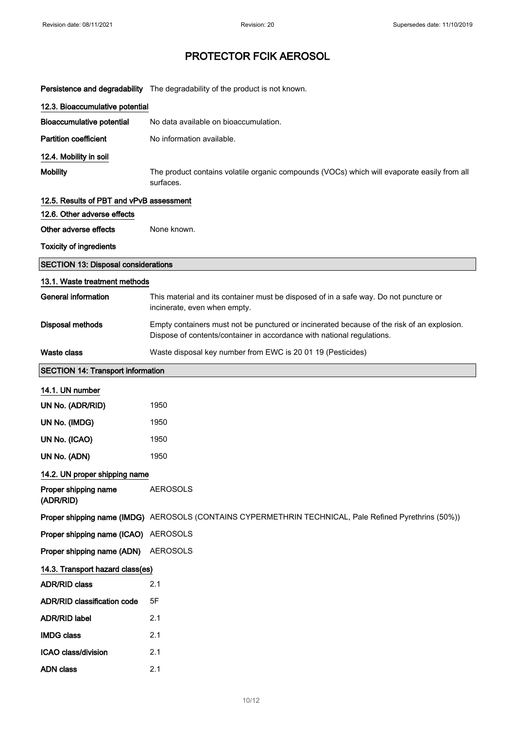# PROTECTOR FCIK AEROSOL

**Persistence and degradability** The degradability of the product is not known.

### 12.3. Bioaccumulative potential

**Bioaccumulative potential** No data available on bioaccumulation.

**Partition coefficient** No information available.

### 12.4. Mobility in soil

**Mobility** The product contains volatile organic compounds (VOCs) which will evaporate easily from all surfaces.

### 12.5. Results of PBT and vPvB assessment

### 12.6. Other adverse effects

**Other adverse effects** None known.

**Toxicity of ingredients**

## SECTION 13: Disposal considerations

### 13.1. Waste treatment methods

**General information** This material and its container must be disposed of in a safe way. Do not puncture or incinerate, even when empty.

**Disposal methods** Empty containers must not be punctured or incinerated because of the risk of an explosion. Dispose of contents/container in accordance with national regulations.

**Waste class** Waste disposal key number from EWC is 20 01 19 (Pesticides)

## SECTION 14: Transport information

### 14.1. UN number

**UN No. (ADR/RID)** 1950

**UN No. (IMDG)** 1950

**UN No. (ICAO)** 1950

**UN No. (ADN)** 1950

### 14.2. UN proper shipping name

**Proper shipping name (ADR/RID)** AEROSOLS

**Proper shipping name (IMDG)** AEROSOLS (CONTAINS CYPERMETHRIN TECHNICAL, Pale Refined Pyrethrins (50%))

**Proper shipping name (ICAO)** AEROSOLS

**Proper shipping name (ADN)** AEROSOLS

### 14.3. Transport hazard class(es)

**ADR/RID class** 2.1

**ADR/RID classification code** 5F

**ADR/RID label** 2.1

**IMDG class** 2.1

**ICAO class/division** 2.1

**ADN class** 2.1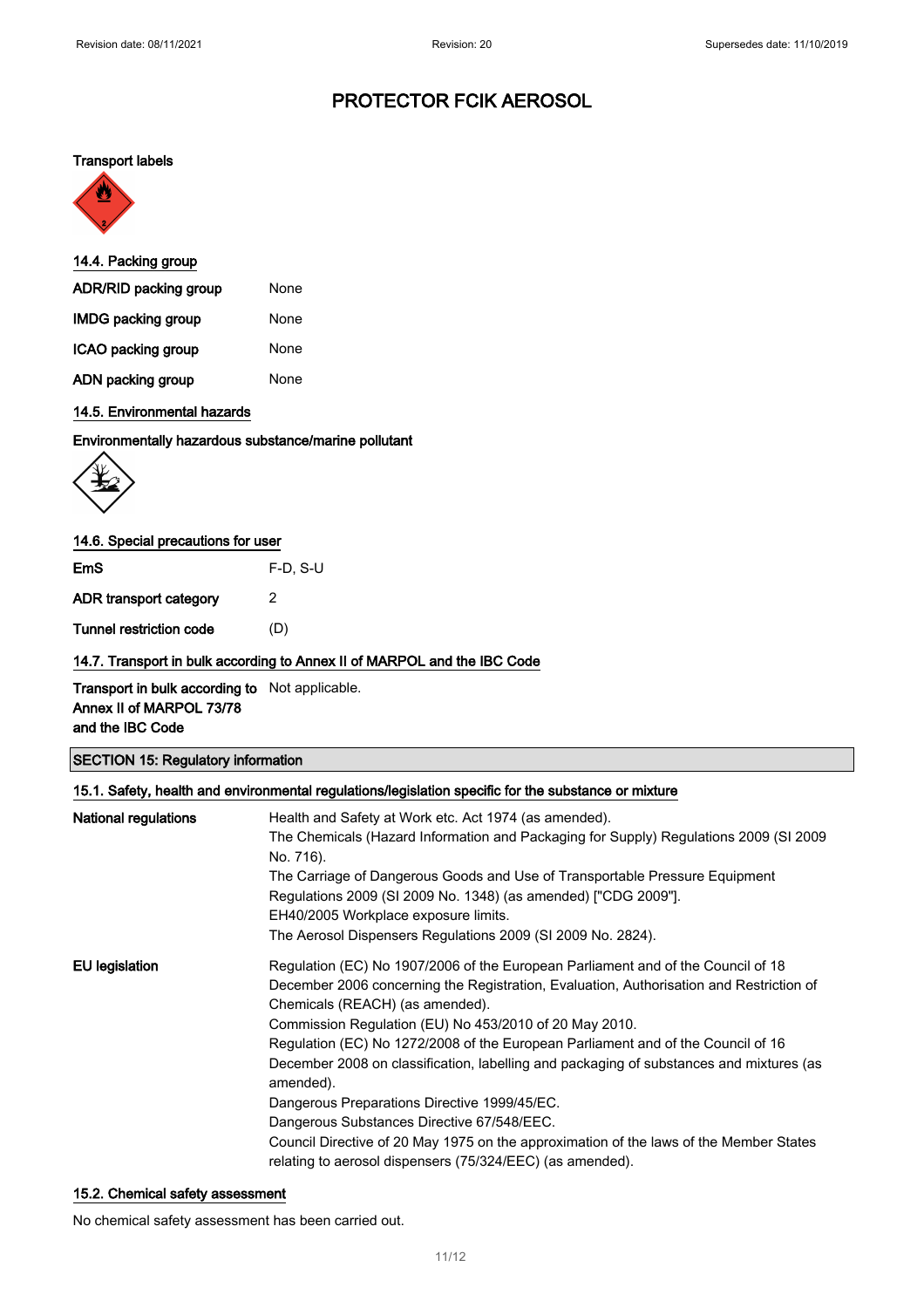# PROTECTOR FCIK AEROSOL

**Transport labels**

14.4. Packing group

| | |
|---|---|
| **ADR/RID packing group** | None |
| **IMDG packing group** | None |
| **ICAO packing group** | None |
| **ADN packing group** | None |

14.5. Environmental hazards

**Environmentally hazardous substance/marine pollutant**

14.6. Special precautions for user

| | |
|---|---|
| **EmS** | F-D, S-U |
| **ADR transport category** | 2 |
| **Tunnel restriction code** | (D) |

14.7. Transport in bulk according to Annex II of MARPOL and the IBC Code

| | |
|---|---|
| **Transport in bulk according to Annex II of MARPOL 73/78 and the IBC Code** | Not applicable. |

## SECTION 15: Regulatory information

15.1. Safety, health and environmental regulations/legislation specific for the substance or mixture

**National regulations**

Health and Safety at Work etc. Act 1974 (as amended).
The Chemicals (Hazard Information and Packaging for Supply) Regulations 2009 (SI 2009 No. 716).
The Carriage of Dangerous Goods and Use of Transportable Pressure Equipment Regulations 2009 (SI 2009 No. 1348) (as amended) ["CDG 2009"].
EH40/2005 Workplace exposure limits.
The Aerosol Dispensers Regulations 2009 (SI 2009 No. 2824).

**EU legislation**

Regulation (EC) No 1907/2006 of the European Parliament and of the Council of 18 December 2006 concerning the Registration, Evaluation, Authorisation and Restriction of Chemicals (REACH) (as amended).
Commission Regulation (EU) No 453/2010 of 20 May 2010.
Regulation (EC) No 1272/2008 of the European Parliament and of the Council of 16 December 2008 on classification, labelling and packaging of substances and mixtures (as amended).
Dangerous Preparations Directive 1999/45/EC.
Dangerous Substances Directive 67/548/EEC.
Council Directive of 20 May 1975 on the approximation of the laws of the Member States relating to aerosol dispensers (75/324/EEC) (as amended).

15.2. Chemical safety assessment

No chemical safety assessment has been carried out.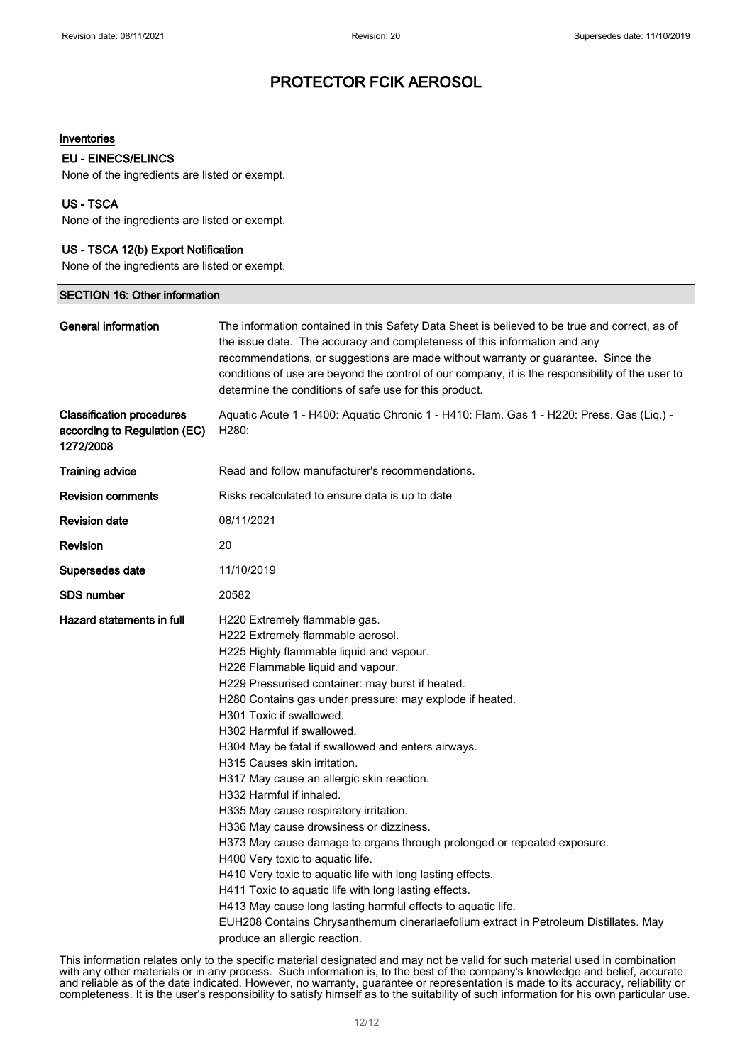# PROTECTOR FCIK AEROSOL

### Inventories

**EU - EINECS/ELINCS**

None of the ingredients are listed or exempt.

**US - TSCA**

None of the ingredients are listed or exempt.

**US - TSCA 12(b) Export Notification**

None of the ingredients are listed or exempt.

## SECTION 16: Other information

| | |
|---|---|
| **General information** | The information contained in this Safety Data Sheet is believed to be true and correct, as of the issue date. The accuracy and completeness of this information and any recommendations, or suggestions are made without warranty or guarantee. Since the conditions of use are beyond the control of our company, it is the responsibility of the user to determine the conditions of safe use for this product. |
| **Classification procedures according to Regulation (EC) 1272/2008** | Aquatic Acute 1 - H400: Aquatic Chronic 1 - H410: Flam. Gas 1 - H220: Press. Gas (Liq.) - H280: |
| **Training advice** | Read and follow manufacturer's recommendations. |
| **Revision comments** | Risks recalculated to ensure data is up to date |
| **Revision date** | 08/11/2021 |
| **Revision** | 20 |
| **Supersedes date** | 11/10/2019 |
| **SDS number** | 20582 |
| **Hazard statements in full** | H220 Extremely flammable gas.<br>H222 Extremely flammable aerosol.<br>H225 Highly flammable liquid and vapour.<br>H226 Flammable liquid and vapour.<br>H229 Pressurised container: may burst if heated.<br>H280 Contains gas under pressure; may explode if heated.<br>H301 Toxic if swallowed.<br>H302 Harmful if swallowed.<br>H304 May be fatal if swallowed and enters airways.<br>H315 Causes skin irritation.<br>H317 May cause an allergic skin reaction.<br>H332 Harmful if inhaled.<br>H335 May cause respiratory irritation.<br>H336 May cause drowsiness or dizziness.<br>H373 May cause damage to organs through prolonged or repeated exposure.<br>H400 Very toxic to aquatic life.<br>H410 Very toxic to aquatic life with long lasting effects.<br>H411 Toxic to aquatic life with long lasting effects.<br>H413 May cause long lasting harmful effects to aquatic life.<br>EUH208 Contains Chrysanthemum cinerariaefolium extract in Petroleum Distillates. May produce an allergic reaction. |

This information relates only to the specific material designated and may not be valid for such material used in combination with any other materials or in any process. Such information is, to the best of the company's knowledge and belief, accurate and reliable as of the date indicated. However, no warranty, guarantee or representation is made to its accuracy, reliability or completeness. It is the user's responsibility to satisfy himself as to the suitability of such information for his own particular use.